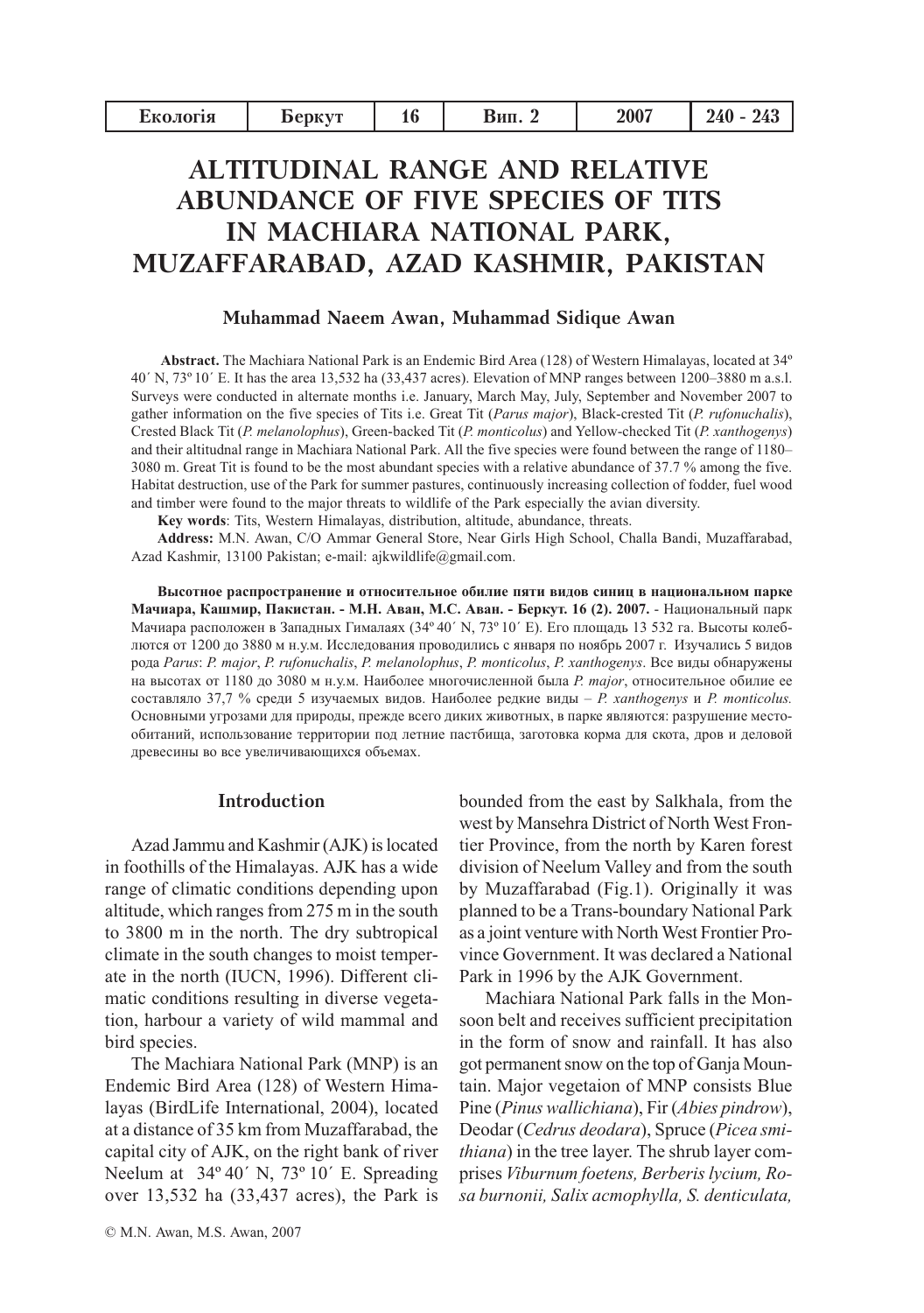# ALTITUDINAL RANGE AND RELATIVE ABUNDANCE OF FIVE SPECIES OF TITS IN MACHIARA NATIONAL PARK, MUZAFFARABAD, AZAD KASHMIR, PAKISTAN

**Muhammad Naeem Awan, Muhammad Sidique Awan**

**Abstract.** The Machiara National Park is an Endemic Bird Area (128) of Western Himalayas, located at 34º 40´ N, 73º 10´ E. It has the area 13,532 ha (33,437 acres). Elevation of MNP ranges between 1200–3880 m a.s.l. Surveys were conducted in alternate months i.e. January, March May, July, September and November 2007 to gather information on the five species of Tits i.e. Great Tit (*Parus major*), Black-crested Tit (*P. rufonuchalis*), Crested Black Tit (*P. melanolophus*), Green-backed Tit (*P. monticolus*) and Yellow-checked Tit (*P. xanthogenys*) and their altitudnal range in Machiara National Park. All the five species were found between the range of 1180–3080 m. Great Tit is found to be the most abundant species with a relative abundance of 37.7 % among the five. Habitat destruction, use of the Park for summer pastures, continuously increasing collection of fodder, fuel wood and timber were found to the major threats to wildlife of the Park especially the avian diversity.

**Key words**: Tits, Western Himalayas, distribution, altitude, abundance, threats.

**Address:** M.N. Awan, C/O Ammar General Store, Near Girls High School, Challa Bandi, Muzaffarabad, Azad Kashmir, 13100 Pakistan; e-mail: ajkwildlife@gmail.com.

**Высотное распространение и относительное обилие пяти видов синиц в национальном парке Мачиара, Кашмир, Пакистан. - М.Н. Аван, М.С. Аван. - Беркут. 16 (2). 2007.** - Национальный парк Мачиара расположен в Западных Гималаях (34º 40´ N, 73º 10´ E). Его площадь 13 532 га. Высоты колеблются от 1200 до 3880 м н.у.м. Исследования проводились с января по ноябрь 2007 г. Изучались 5 видов рода *Parus*: *P. major*, *P. rufonuchalis*, *P. melanolophus*, *P. monticolus*, *P. xanthogenys*. Все виды обнаружены на высотах от 1180 до 3080 м н.у.м. Наиболее многочисленной была *P. major*, относительное обилие ее составляло 37,7 % среди 5 изучаемых видов. Наиболее редкие виды – *P. xanthogenys* и *P. monticolus.* Основными угрозами для природы, прежде всего диких животных, в парке являются: разрушение местообитаний, использование территории под летние пастбища, заготовка корма для скота, дров и деловой древесины во все увеличивающихся объемах.

## Introduction

Azad Jammu and Kashmir (AJK) is located in foothills of the Himalayas. AJK has a wide range of climatic conditions depending upon altitude, which ranges from 275 m in the south to 3800 m in the north. The dry subtropical climate in the south changes to moist temperate in the north (IUCN, 1996). Different climatic conditions resulting in diverse vegetation, harbour a variety of wild mammal and bird species.

The Machiara National Park (MNP) is an Endemic Bird Area (128) of Western Himalayas (BirdLife International, 2004), located at a distance of 35 km from Muzaffarabad, the capital city of AJK, on the right bank of river Neelum at 34º 40´ N, 73º 10´ E. Spreading over 13,532 ha (33,437 acres), the Park is bounded from the east by Salkhala, from the west by Mansehra District of North West Frontier Province, from the north by Karen forest division of Neelum Valley and from the south by Muzaffarabad (Fig.1). Originally it was planned to be a Trans-boundary National Park as a joint venture with North West Frontier Province Government. It was declared a National Park in 1996 by the AJK Government.

Machiara National Park falls in the Monsoon belt and receives sufficient precipitation in the form of snow and rainfall. It has also got permanent snow on the top of Ganja Mountain. Major vegetaion of MNP consists Blue Pine (*Pinus wallichiana*), Fir (*Abies pindrow*), Deodar (*Cedrus deodara*), Spruce (*Picea smithiana*) in the tree layer. The shrub layer comprises *Viburnum foetens, Berberis lycium, Rosa burnonii, Salix acmophylla, S. denticulata,*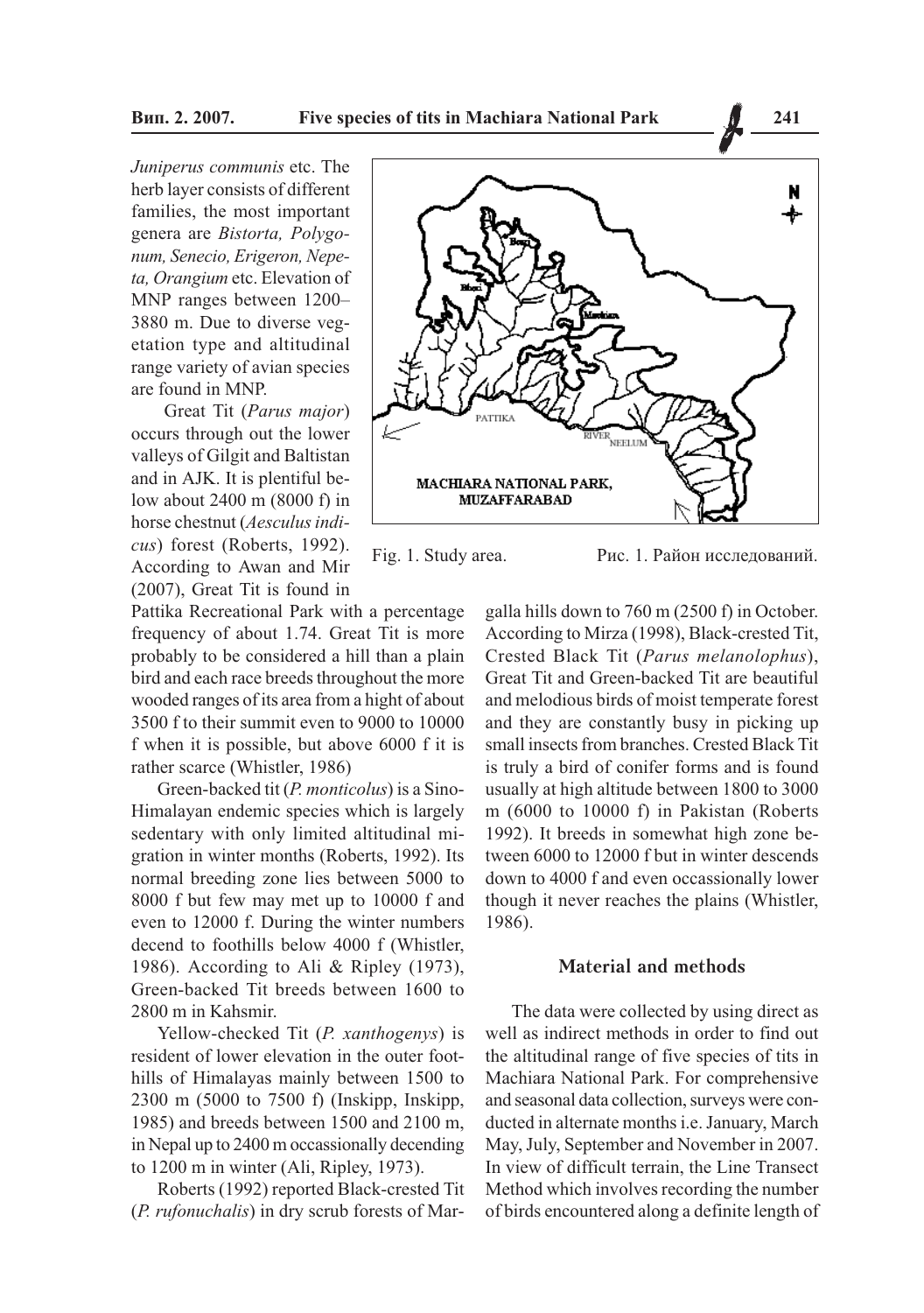*Juniperus communis* etc. The herb layer consists of different families, the most important genera are *Bistorta, Polygonum, Senecio, Erigeron, Nepeta, Orangium* etc. Elevation of MNP ranges between 1200–3880 m. Due to diverse vegetation type and altitudinal range variety of avian species are found in MNP.

Great Tit (*Parus major*) occurs through out the lower valleys of Gilgit and Baltistan and in AJK. It is plentiful below about 2400 m (8000 f) in horse chestnut (*Aesculus indicus*) forest (Roberts, 1992). According to Awan and Mir (2007), Great Tit is found in Pattika Recreational Park with a percentage frequency of about 1.74. Great Tit is more probably to be considered a hill than a plain bird and each race breeds throughout the more wooded ranges of its area from a hight of about 3500 f to their summit even to 9000 to 10000 f when it is possible, but above 6000 f it is rather scarce (Whistler, 1986)

Green-backed tit (*P. monticolus*) is a Sino-Himalayan endemic species which is largely sedentary with only limited altitudinal migration in winter months (Roberts, 1992). Its normal breeding zone lies between 5000 to 8000 f but few may met up to 10000 f and even to 12000 f. During the winter numbers decend to foothills below 4000 f (Whistler, 1986). According to Ali & Ripley (1973), Green-backed Tit breeds between 1600 to 2800 m in Kahsmir.

Yellow-checked Tit (*P. xanthogenys*) is resident of lower elevation in the outer foothills of Himalayas mainly between 1500 to 2300 m (5000 to 7500 f) (Inskipp, Inskipp, 1985) and breeds between 1500 and 2100 m, in Nepal up to 2400 m occassionally decending to 1200 m in winter (Ali, Ripley, 1973).

Roberts (1992) reported Black-crested Tit (*P. rufonuchalis*) in dry scrub forests of Margalla hills down to 760 m (2500 f) in October. According to Mirza (1998), Black-crested Tit, Crested Black Tit (*Parus melanolophus*), Great Tit and Green-backed Tit are beautiful and melodious birds of moist temperate forest and they are constantly busy in picking up small insects from branches. Crested Black Tit is truly a bird of conifer forms and is found usually at high altitude between 1800 to 3000 m (6000 to 10000 f) in Pakistan (Roberts 1992). It breeds in somewhat high zone between 6000 to 12000 f but in winter descends down to 4000 f and even occassionally lower though it never reaches the plains (Whistler, 1986).

Fig. 1. Study area. Рис. 1. Район исследований.

## Material and methods

The data were collected by using direct as well as indirect methods in order to find out the altitudinal range of five species of tits in Machiara National Park. For comprehensive and seasonal data collection, surveys were conducted in alternate months i.e. January, March May, July, September and November in 2007. In view of difficult terrain, the Line Transect Method which involves recording the number of birds encountered along a definite length of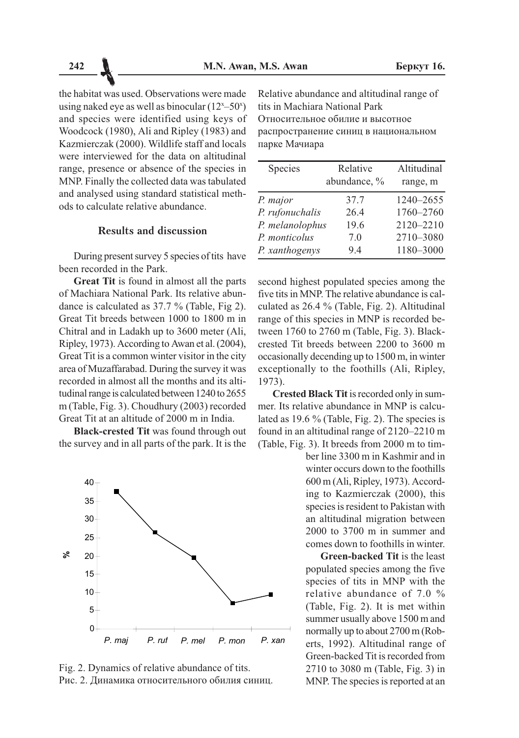the habitat was used. Observations were made using naked eye as well as binocular ($12^x$–$50^x$) and species were identified using keys of Woodcock (1980), Ali and Ripley (1983) and Kazmierczak (2000). Wildlife staff and locals were interviewed for the data on altitudinal range, presence or absence of the species in MNP. Finally the collected data was tabulated and analysed using standard statistical methods to calculate relative abundance.

## Results and discussion

During present survey 5 species of tits have been recorded in the Park.

**Great Tit** is found in almost all the parts of Machiara National Park. Its relative abundance is calculated as 37.7 % (Table, Fig 2). Great Tit breeds between 1000 to 1800 m in Chitral and in Ladakh up to 3600 meter (Ali, Ripley, 1973). According to Awan et al. (2004), Great Tit is a common winter visitor in the city area of Muzaffarabad. During the survey it was recorded in almost all the months and its altitudinal range is calculated between 1240 to 2655 m (Table, Fig. 3). Choudhury (2003) recorded Great Tit at an altitude of 2000 m in India.

**Black-crested Tit** was found through out the survey and in all parts of the park. It is the second highest populated species among the five tits in MNP. The relative abundance is calculated as 26.4 % (Table, Fig. 2). Altitudinal range of this species in MNP is recorded between 1760 to 2760 m (Table, Fig. 3). Black-crested Tit breeds between 2200 to 3600 m occasionally decending up to 1500 m, in winter exceptionally to the foothills (Ali, Ripley, 1973).

Relative abundance and altitudinal range of tits in Machiara National Park
Относительное обилие и высотное распространение синиц в национальном парке Мачиара

| Species | Relative abundance, % | Altitudinal range, m |
|---|---|---|
| *P. major* | 37.7 | 1240–2655 |
| *P. rufonuchalis* | 26.4 | 1760–2760 |
| *P. melanolophus* | 19.6 | 2120–2210 |
| *P. monticolus* | 7.0 | 2710–3080 |
| *P. xanthogenys* | 9.4 | 1180–3000 |

**Crested Black Tit** is recorded only in summer. Its relative abundance in MNP is calculated as 19.6 % (Table, Fig. 2). The species is found in an altitudinal range of 2120–2210 m (Table, Fig. 3). It breeds from 2000 m to timber line 3300 m in Kashmir and in winter occurs down to the foothills 600 m (Ali, Ripley, 1973). According to Kazmierczak (2000), this species is resident to Pakistan with an altitudinal migration between 2000 to 3700 m in summer and comes down to foothills in winter.

**Green-backed Tit** is the least populated species among the five species of tits in MNP with the relative abundance of 7.0 % (Table, Fig. 2). It is met within summer usually above 1500 m and normally up to about 2700 m (Roberts, 1992). Altitudinal range of Green-backed Tit is recorded from 2710 to 3080 m (Table, Fig. 3) in MNP. The species is reported at an

Fig. 2. Dynamics of relative abundance of tits.
Рис. 2. Динамика относительного обилия синиц.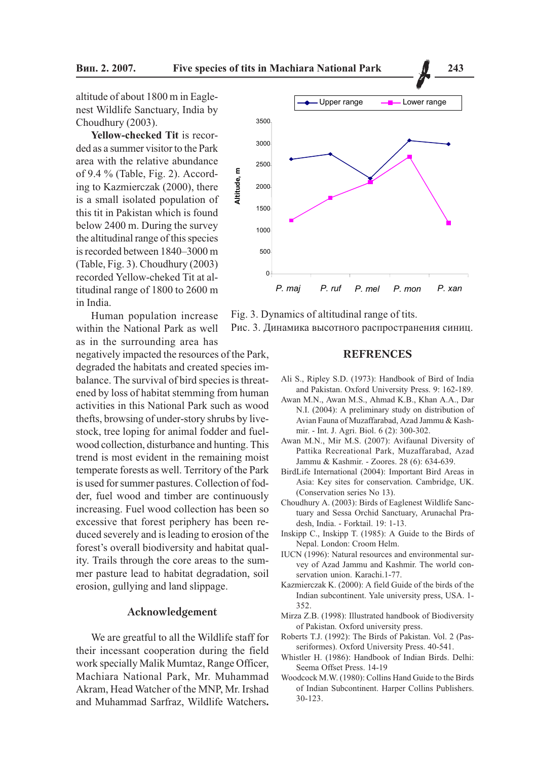altitude of about 1800 m in Eaglenest Wildlife Sanctuary, India by Choudhury (2003).

**Yellow-checked Tit** is recorded as a summer visitor to the Park area with the relative abundance of 9.4 % (Table, Fig. 2). According to Kazmierczak (2000), there is a small isolated population of this tit in Pakistan which is found below 2400 m. During the survey the altitudinal range of this species is recorded between 1840–3000 m (Table, Fig. 3). Choudhury (2003) recorded Yellow-cheked Tit at altitudinal range of 1800 to 2600 m in India.

Human population increase within the National Park as well as in the surrounding area has negatively impacted the resources of the Park, degraded the habitats and created species imbalance. The survival of bird species is threatened by loss of habitat stemming from human activities in this National Park such as wood thefts, browsing of under-story shrubs by livestock, tree loping for animal fodder and fuelwood collection, disturbance and hunting. This trend is most evident in the remaining moist temperate forests as well. Territory of the Park is used for summer pastures. Collection of fodder, fuel wood and timber are continuously increasing. Fuel wood collection has been so excessive that forest periphery has been reduced severely and is leading to erosion of the forest's overall biodiversity and habitat quality. Trails through the core areas to the summer pasture lead to habitat degradation, soil erosion, gullying and land slippage.

Upper range
Lower range
Altitude, m
3500
3000
2500
2000
1500
1000
500
0
*P. maj* *P. ruf* *P. mel* *P. mon* *P. xan*

Fig. 3. Dynamics of altitudinal range of tits.
Рис. 3. Динамика высотного распространения синиц.

## Acknowledgement

We are greatful to all the Wildlife staff for their incessant cooperation during the field work specially Malik Mumtaz, Range Officer, Machiara National Park, Mr. Muhammad Akram, Head Watcher of the MNP, Mr. Irshad and Muhammad Sarfraz, Wildlife Watchers**.**

## REFRENCES

Ali S., Ripley S.D. (1973): Handbook of Bird of India and Pakistan. Oxford University Press. 9: 162-189.

Awan M.N., Awan M.S., Ahmad K.B., Khan A.A., Dar N.I. (2004): A preliminary study on distribution of Avian Fauna of Muzaffarabad, Azad Jammu & Kashmir. - Int. J. Agri. Biol. 6 (2): 300-302.

Awan M.N., Mir M.S. (2007): Avifaunal Diversity of Pattika Recreational Park, Muzaffarabad, Azad Jammu & Kashmir. - Zoores. 28 (6): 634-639.

BirdLife International (2004): Important Bird Areas in Asia: Key sites for conservation. Cambridge, UK. (Conservation series No 13).

Choudhury A. (2003): Birds of Eaglenest Wildlife Sanctuary and Sessa Orchid Sanctuary, Arunachal Pradesh, India. - Forktail. 19: 1-13.

Inskipp C., Inskipp T. (1985): A Guide to the Birds of Nepal. London: Croom Helm.

IUCN (1996): Natural resources and environmental survey of Azad Jammu and Kashmir. The world conservation union. Karachi.1-77.

Kazmierczak K. (2000): A field Guide of the birds of the Indian subcontinent. Yale university press, USA. 1-352.

Mirza Z.B. (1998): Illustrated handbook of Biodiversity of Pakistan. Oxford university press.

Roberts T.J. (1992): The Birds of Pakistan. Vol. 2 (Passeriformes). Oxford University Press. 40-541.

Whistler H. (1986): Handbook of Indian Birds. Delhi: Seema Offset Press. 14-19

Woodcock M.W. (1980): Collins Hand Guide to the Birds of Indian Subcontinent. Harper Collins Publishers. 30-123.